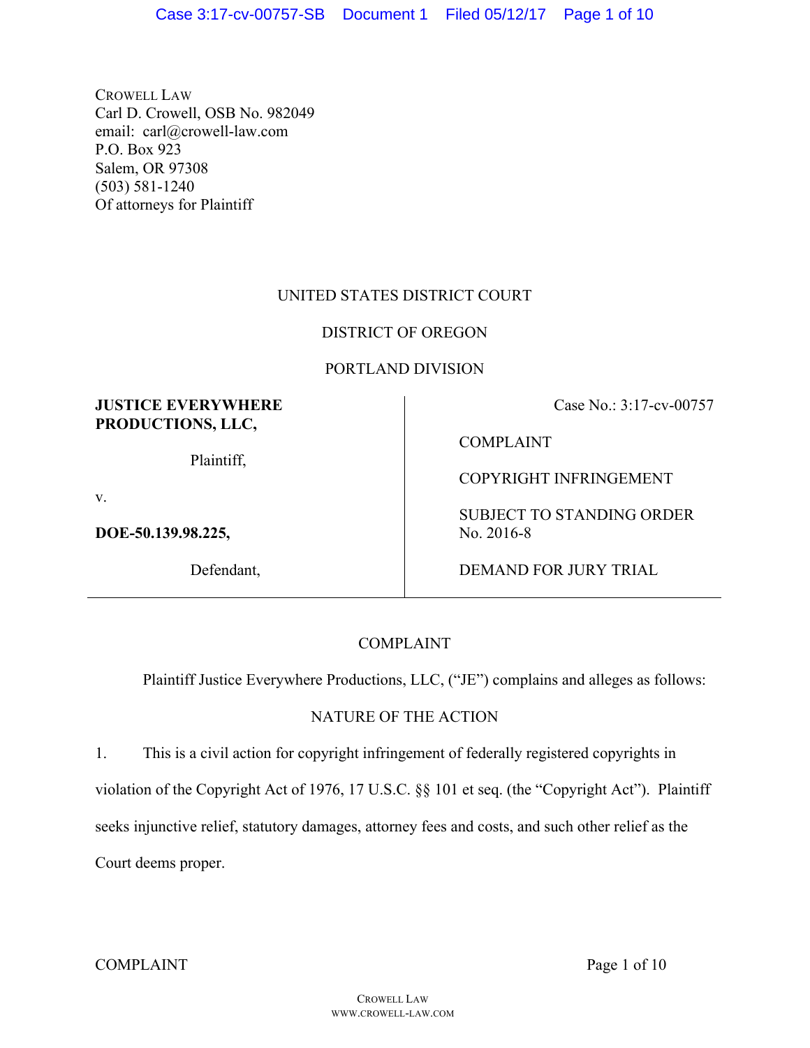CROWELL LAW
Carl D. Crowell, OSB No. 982049
email: carl@crowell-law.com
P.O. Box 923
Salem, OR 97308
(503) 581-1240
Of attorneys for Plaintiff

UNITED STATES DISTRICT COURT

DISTRICT OF OREGON

PORTLAND DIVISION

| | |
|---|---|
| **JUSTICE EVERYWHERE PRODUCTIONS, LLC,** | Case No.: 3:17-cv-00757 |
| Plaintiff, | COMPLAINT |
| v. | COPYRIGHT INFRINGEMENT |
| **DOE-50.139.98.225,** | SUBJECT TO STANDING ORDER No. 2016-8 |
| Defendant, | DEMAND FOR JURY TRIAL |

## COMPLAINT

Plaintiff Justice Everywhere Productions, LLC, ("JE") complains and alleges as follows:

### NATURE OF THE ACTION

1. This is a civil action for copyright infringement of federally registered copyrights in violation of the Copyright Act of 1976, 17 U.S.C. §§ 101 et seq. (the "Copyright Act"). Plaintiff seeks injunctive relief, statutory damages, attorney fees and costs, and such other relief as the Court deems proper.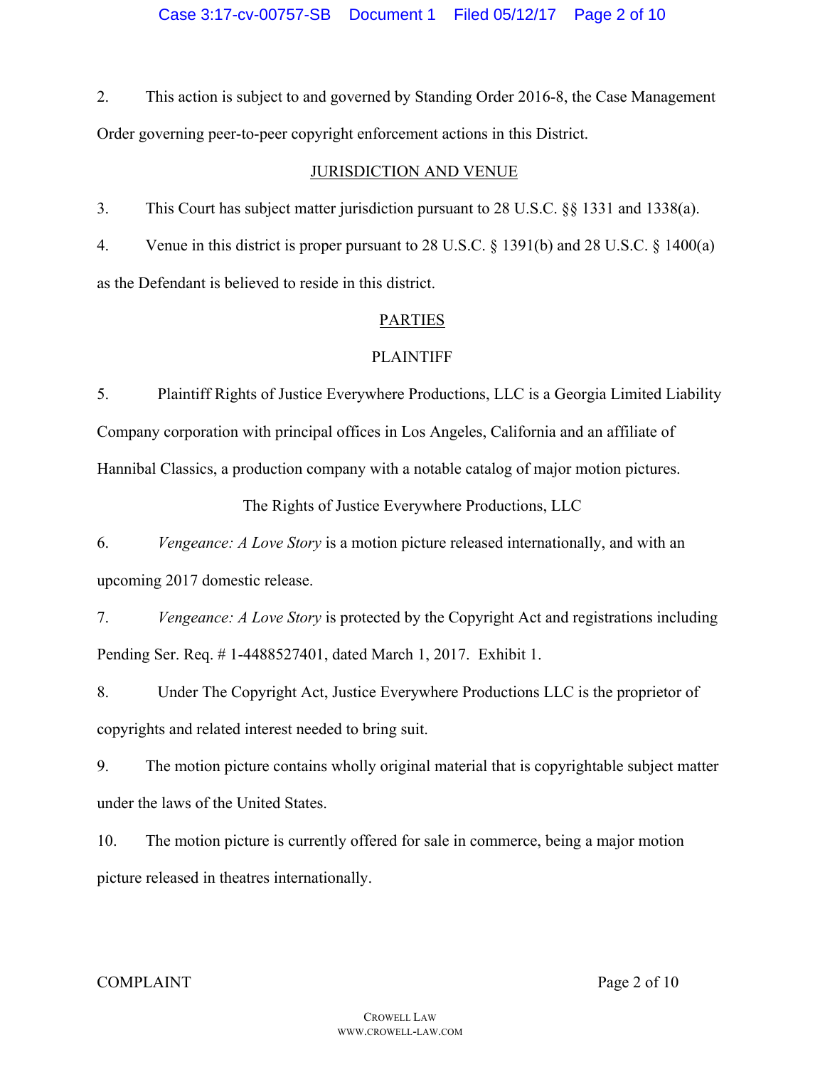2. This action is subject to and governed by Standing Order 2016-8, the Case Management Order governing peer-to-peer copyright enforcement actions in this District.

## JURISDICTION AND VENUE

3. This Court has subject matter jurisdiction pursuant to 28 U.S.C. §§ 1331 and 1338(a).

4. Venue in this district is proper pursuant to 28 U.S.C. § 1391(b) and 28 U.S.C. § 1400(a) as the Defendant is believed to reside in this district.

## PARTIES

### PLAINTIFF

5. Plaintiff Rights of Justice Everywhere Productions, LLC is a Georgia Limited Liability Company corporation with principal offices in Los Angeles, California and an affiliate of Hannibal Classics, a production company with a notable catalog of major motion pictures.

### The Rights of Justice Everywhere Productions, LLC

6. *Vengeance: A Love Story* is a motion picture released internationally, and with an upcoming 2017 domestic release.

7. *Vengeance: A Love Story* is protected by the Copyright Act and registrations including Pending Ser. Req. # 1-4488527401, dated March 1, 2017. Exhibit 1.

8. Under The Copyright Act, Justice Everywhere Productions LLC is the proprietor of copyrights and related interest needed to bring suit.

9. The motion picture contains wholly original material that is copyrightable subject matter under the laws of the United States.

10. The motion picture is currently offered for sale in commerce, being a major motion picture released in theatres internationally.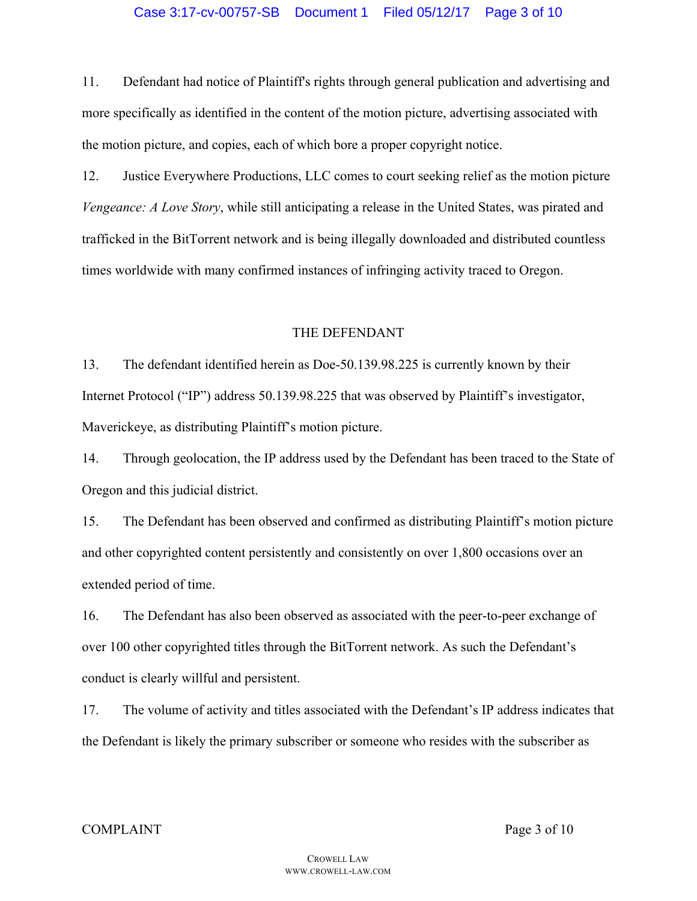11. Defendant had notice of Plaintiff's rights through general publication and advertising and more specifically as identified in the content of the motion picture, advertising associated with the motion picture, and copies, each of which bore a proper copyright notice.

12. Justice Everywhere Productions, LLC comes to court seeking relief as the motion picture *Vengeance: A Love Story*, while still anticipating a release in the United States, was pirated and trafficked in the BitTorrent network and is being illegally downloaded and distributed countless times worldwide with many confirmed instances of infringing activity traced to Oregon.

## THE DEFENDANT

13. The defendant identified herein as Doe-50.139.98.225 is currently known by their Internet Protocol ("IP") address 50.139.98.225 that was observed by Plaintiff's investigator, Maverickeye, as distributing Plaintiff's motion picture.

14. Through geolocation, the IP address used by the Defendant has been traced to the State of Oregon and this judicial district.

15. The Defendant has been observed and confirmed as distributing Plaintiff's motion picture and other copyrighted content persistently and consistently on over 1,800 occasions over an extended period of time.

16. The Defendant has also been observed as associated with the peer-to-peer exchange of over 100 other copyrighted titles through the BitTorrent network. As such the Defendant's conduct is clearly willful and persistent.

17. The volume of activity and titles associated with the Defendant's IP address indicates that the Defendant is likely the primary subscriber or someone who resides with the subscriber as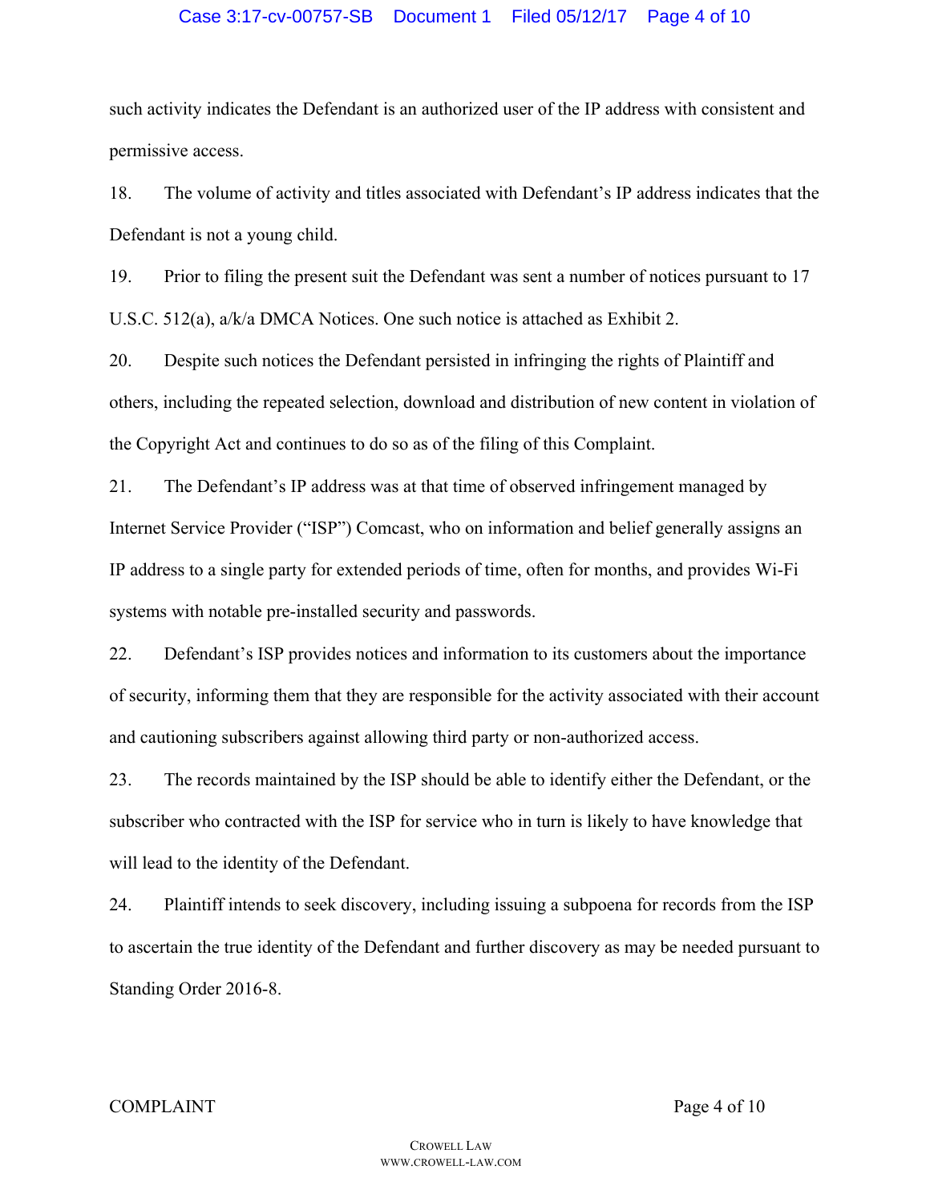such activity indicates the Defendant is an authorized user of the IP address with consistent and permissive access.

18. The volume of activity and titles associated with Defendant's IP address indicates that the Defendant is not a young child.

19. Prior to filing the present suit the Defendant was sent a number of notices pursuant to 17 U.S.C. 512(a), a/k/a DMCA Notices. One such notice is attached as Exhibit 2.

20. Despite such notices the Defendant persisted in infringing the rights of Plaintiff and others, including the repeated selection, download and distribution of new content in violation of the Copyright Act and continues to do so as of the filing of this Complaint.

21. The Defendant's IP address was at that time of observed infringement managed by Internet Service Provider ("ISP") Comcast, who on information and belief generally assigns an IP address to a single party for extended periods of time, often for months, and provides Wi-Fi systems with notable pre-installed security and passwords.

22. Defendant's ISP provides notices and information to its customers about the importance of security, informing them that they are responsible for the activity associated with their account and cautioning subscribers against allowing third party or non-authorized access.

23. The records maintained by the ISP should be able to identify either the Defendant, or the subscriber who contracted with the ISP for service who in turn is likely to have knowledge that will lead to the identity of the Defendant.

24. Plaintiff intends to seek discovery, including issuing a subpoena for records from the ISP to ascertain the true identity of the Defendant and further discovery as may be needed pursuant to Standing Order 2016-8.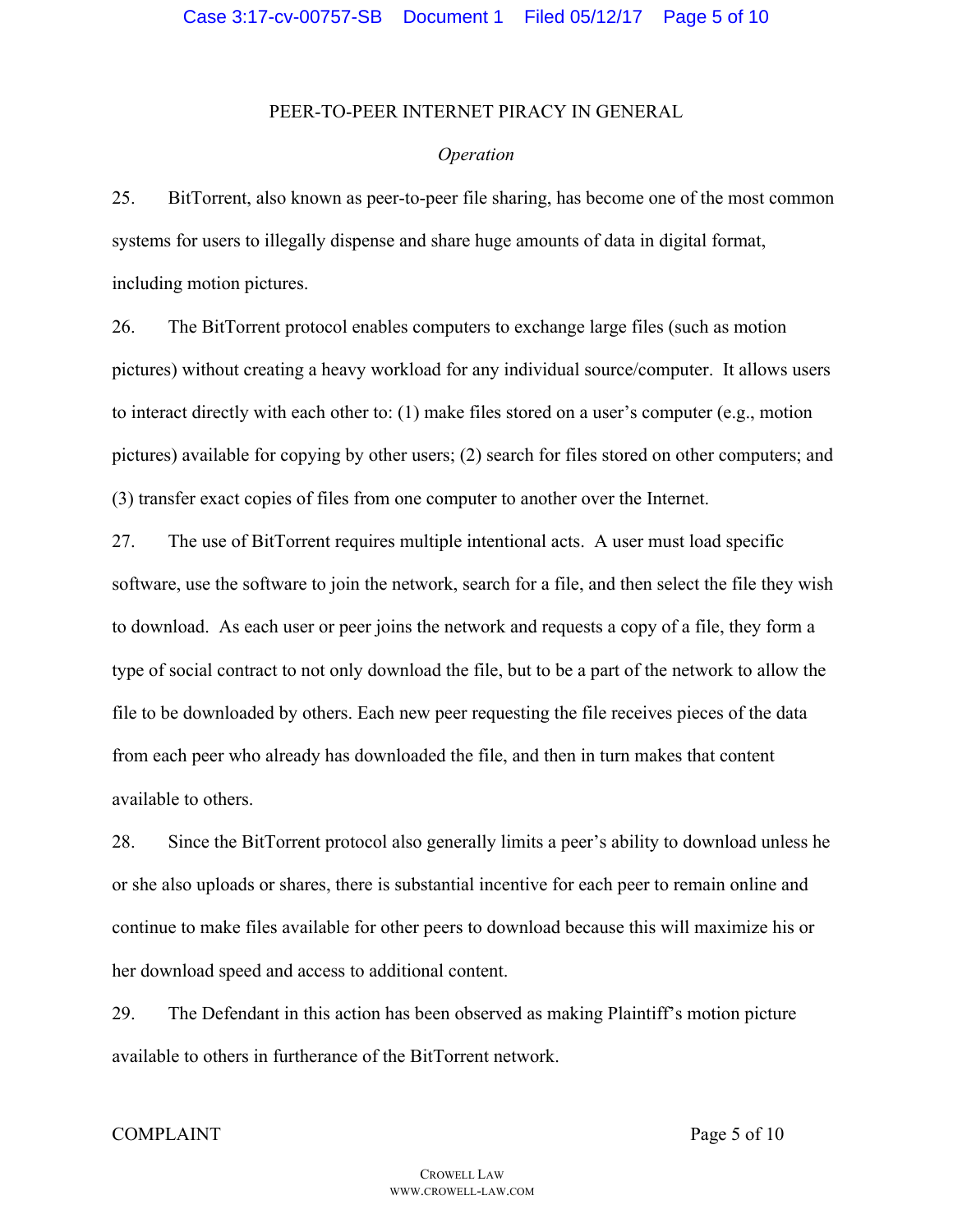## PEER-TO-PEER INTERNET PIRACY IN GENERAL

### *Operation*

25. BitTorrent, also known as peer-to-peer file sharing, has become one of the most common systems for users to illegally dispense and share huge amounts of data in digital format, including motion pictures.

26. The BitTorrent protocol enables computers to exchange large files (such as motion pictures) without creating a heavy workload for any individual source/computer. It allows users to interact directly with each other to: (1) make files stored on a user's computer (e.g., motion pictures) available for copying by other users; (2) search for files stored on other computers; and (3) transfer exact copies of files from one computer to another over the Internet.

27. The use of BitTorrent requires multiple intentional acts. A user must load specific software, use the software to join the network, search for a file, and then select the file they wish to download. As each user or peer joins the network and requests a copy of a file, they form a type of social contract to not only download the file, but to be a part of the network to allow the file to be downloaded by others. Each new peer requesting the file receives pieces of the data from each peer who already has downloaded the file, and then in turn makes that content available to others.

28. Since the BitTorrent protocol also generally limits a peer's ability to download unless he or she also uploads or shares, there is substantial incentive for each peer to remain online and continue to make files available for other peers to download because this will maximize his or her download speed and access to additional content.

29. The Defendant in this action has been observed as making Plaintiff's motion picture available to others in furtherance of the BitTorrent network.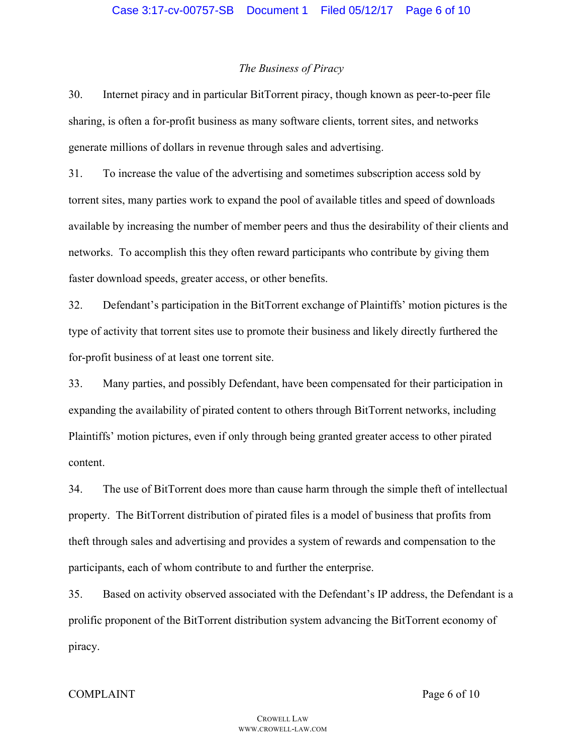*The Business of Piracy*

30. Internet piracy and in particular BitTorrent piracy, though known as peer-to-peer file sharing, is often a for-profit business as many software clients, torrent sites, and networks generate millions of dollars in revenue through sales and advertising.

31. To increase the value of the advertising and sometimes subscription access sold by torrent sites, many parties work to expand the pool of available titles and speed of downloads available by increasing the number of member peers and thus the desirability of their clients and networks. To accomplish this they often reward participants who contribute by giving them faster download speeds, greater access, or other benefits.

32. Defendant's participation in the BitTorrent exchange of Plaintiffs' motion pictures is the type of activity that torrent sites use to promote their business and likely directly furthered the for-profit business of at least one torrent site.

33. Many parties, and possibly Defendant, have been compensated for their participation in expanding the availability of pirated content to others through BitTorrent networks, including Plaintiffs' motion pictures, even if only through being granted greater access to other pirated content.

34. The use of BitTorrent does more than cause harm through the simple theft of intellectual property. The BitTorrent distribution of pirated files is a model of business that profits from theft through sales and advertising and provides a system of rewards and compensation to the participants, each of whom contribute to and further the enterprise.

35. Based on activity observed associated with the Defendant's IP address, the Defendant is a prolific proponent of the BitTorrent distribution system advancing the BitTorrent economy of piracy.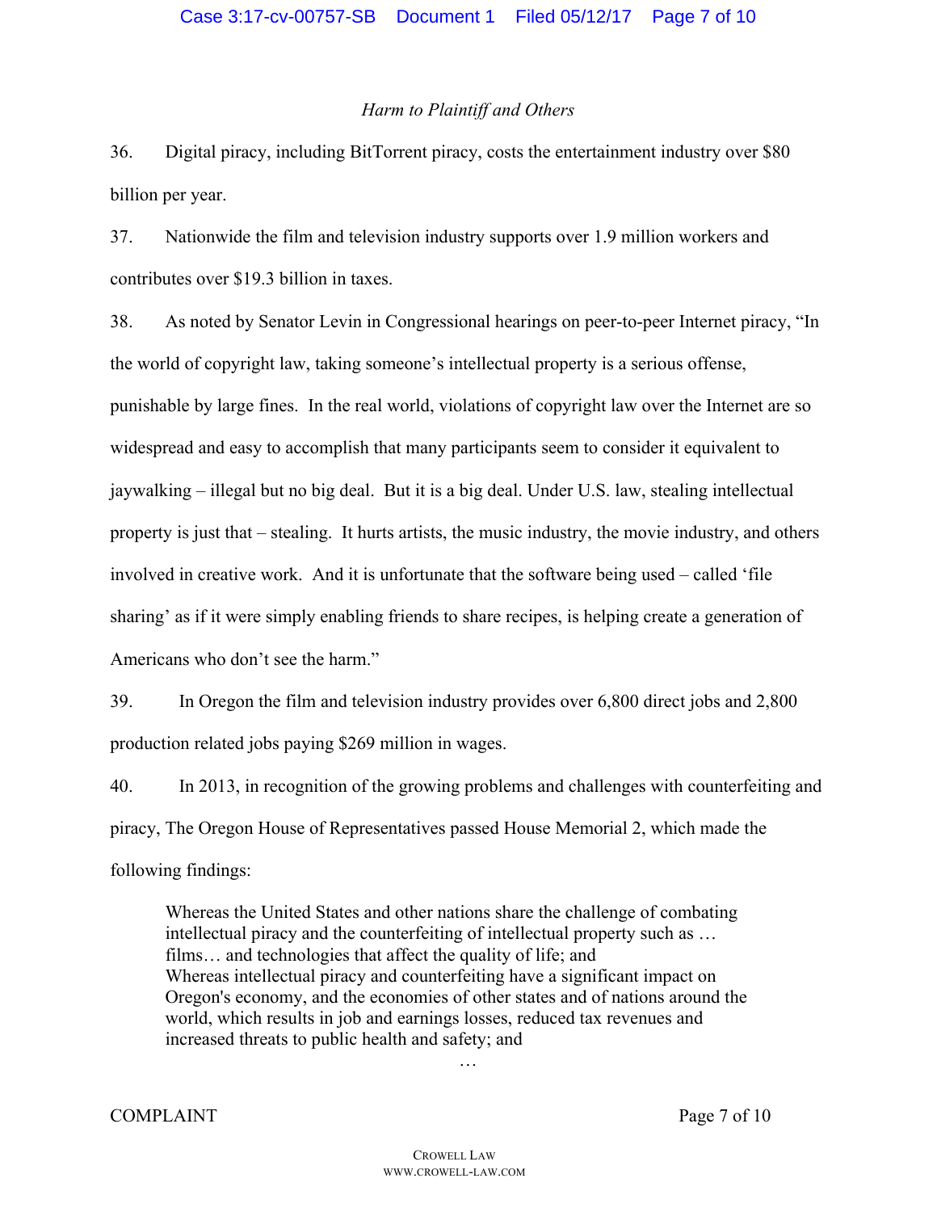*Harm to Plaintiff and Others*

36. Digital piracy, including BitTorrent piracy, costs the entertainment industry over $80 billion per year.

37. Nationwide the film and television industry supports over 1.9 million workers and contributes over $19.3 billion in taxes.

38. As noted by Senator Levin in Congressional hearings on peer-to-peer Internet piracy, "In the world of copyright law, taking someone's intellectual property is a serious offense, punishable by large fines. In the real world, violations of copyright law over the Internet are so widespread and easy to accomplish that many participants seem to consider it equivalent to jaywalking – illegal but no big deal. But it is a big deal. Under U.S. law, stealing intellectual property is just that – stealing. It hurts artists, the music industry, the movie industry, and others involved in creative work. And it is unfortunate that the software being used – called 'file sharing' as if it were simply enabling friends to share recipes, is helping create a generation of Americans who don't see the harm."

39. In Oregon the film and television industry provides over 6,800 direct jobs and 2,800 production related jobs paying $269 million in wages.

40. In 2013, in recognition of the growing problems and challenges with counterfeiting and piracy, The Oregon House of Representatives passed House Memorial 2, which made the following findings:

> Whereas the United States and other nations share the challenge of combating intellectual piracy and the counterfeiting of intellectual property such as … films… and technologies that affect the quality of life; and
> Whereas intellectual piracy and counterfeiting have a significant impact on Oregon's economy, and the economies of other states and of nations around the world, which results in job and earnings losses, reduced tax revenues and increased threats to public health and safety; and
>
> …

COMPLAINT

CROWELL LAW
WWW.CROWELL-LAW.COM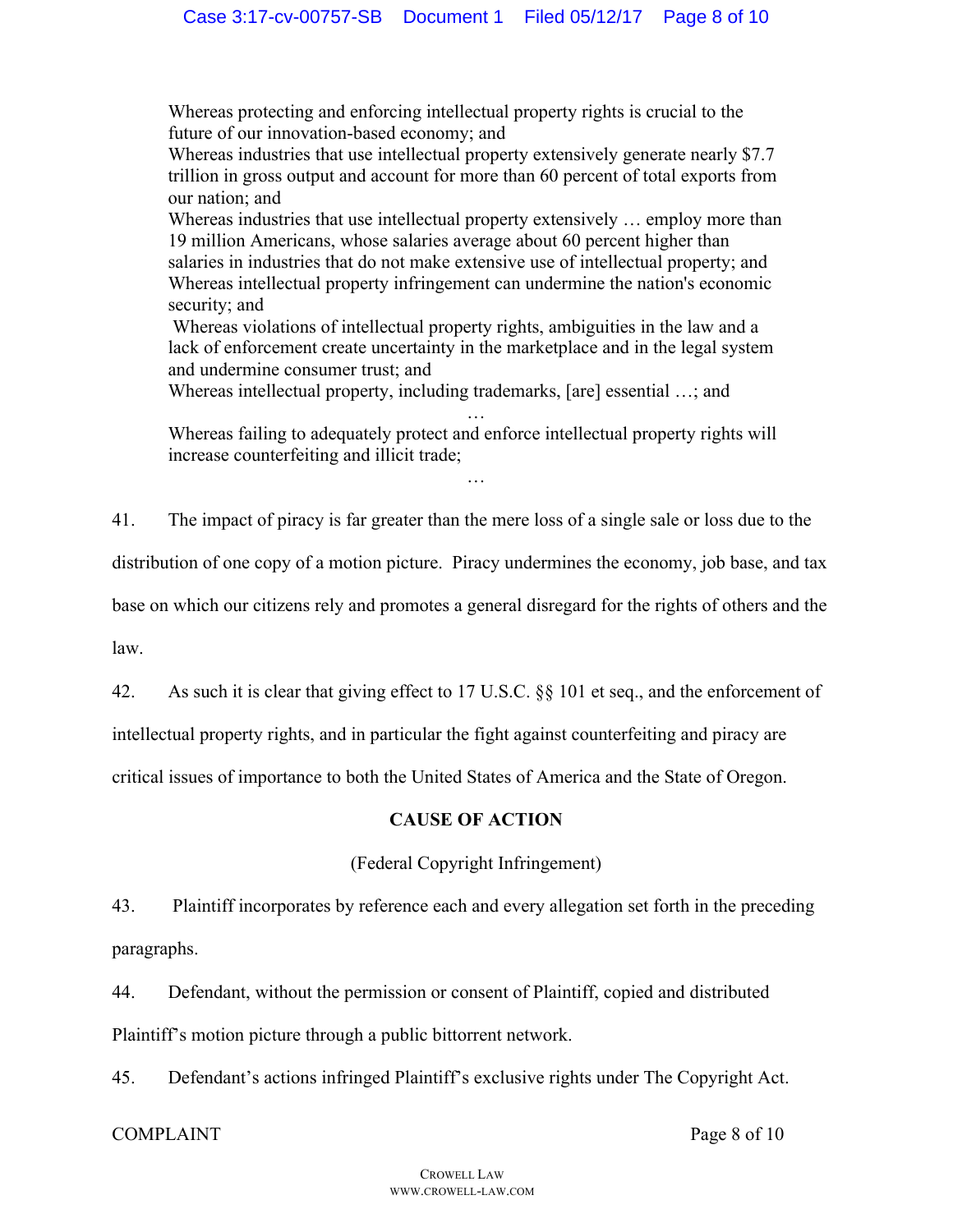> Whereas protecting and enforcing intellectual property rights is crucial to the future of our innovation-based economy; and
> Whereas industries that use intellectual property extensively generate nearly $7.7 trillion in gross output and account for more than 60 percent of total exports from our nation; and
> Whereas industries that use intellectual property extensively … employ more than 19 million Americans, whose salaries average about 60 percent higher than salaries in industries that do not make extensive use of intellectual property; and
> Whereas intellectual property infringement can undermine the nation's economic security; and
> Whereas violations of intellectual property rights, ambiguities in the law and a lack of enforcement create uncertainty in the marketplace and in the legal system and undermine consumer trust; and
> Whereas intellectual property, including trademarks, [are] essential …; and
>
> …
>
> Whereas failing to adequately protect and enforce intellectual property rights will increase counterfeiting and illicit trade;
>
> …

41. The impact of piracy is far greater than the mere loss of a single sale or loss due to the distribution of one copy of a motion picture. Piracy undermines the economy, job base, and tax base on which our citizens rely and promotes a general disregard for the rights of others and the law.

42. As such it is clear that giving effect to 17 U.S.C. §§ 101 et seq., and the enforcement of intellectual property rights, and in particular the fight against counterfeiting and piracy are critical issues of importance to both the United States of America and the State of Oregon.

**CAUSE OF ACTION**

(Federal Copyright Infringement)

43. Plaintiff incorporates by reference each and every allegation set forth in the preceding paragraphs.

44. Defendant, without the permission or consent of Plaintiff, copied and distributed Plaintiff's motion picture through a public bittorrent network.

45. Defendant's actions infringed Plaintiff's exclusive rights under The Copyright Act.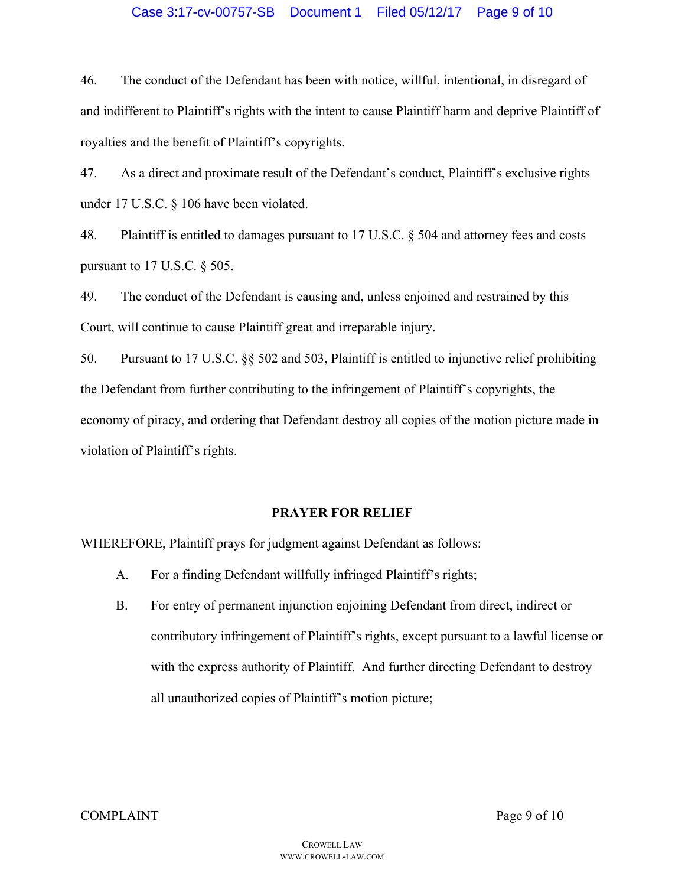46. The conduct of the Defendant has been with notice, willful, intentional, in disregard of and indifferent to Plaintiff's rights with the intent to cause Plaintiff harm and deprive Plaintiff of royalties and the benefit of Plaintiff's copyrights.

47. As a direct and proximate result of the Defendant's conduct, Plaintiff's exclusive rights under 17 U.S.C. § 106 have been violated.

48. Plaintiff is entitled to damages pursuant to 17 U.S.C. § 504 and attorney fees and costs pursuant to 17 U.S.C. § 505.

49. The conduct of the Defendant is causing and, unless enjoined and restrained by this Court, will continue to cause Plaintiff great and irreparable injury.

50. Pursuant to 17 U.S.C. §§ 502 and 503, Plaintiff is entitled to injunctive relief prohibiting the Defendant from further contributing to the infringement of Plaintiff's copyrights, the economy of piracy, and ordering that Defendant destroy all copies of the motion picture made in violation of Plaintiff's rights.

## PRAYER FOR RELIEF

WHEREFORE, Plaintiff prays for judgment against Defendant as follows:

A. For a finding Defendant willfully infringed Plaintiff's rights;

B. For entry of permanent injunction enjoining Defendant from direct, indirect or contributory infringement of Plaintiff's rights, except pursuant to a lawful license or with the express authority of Plaintiff. And further directing Defendant to destroy all unauthorized copies of Plaintiff's motion picture;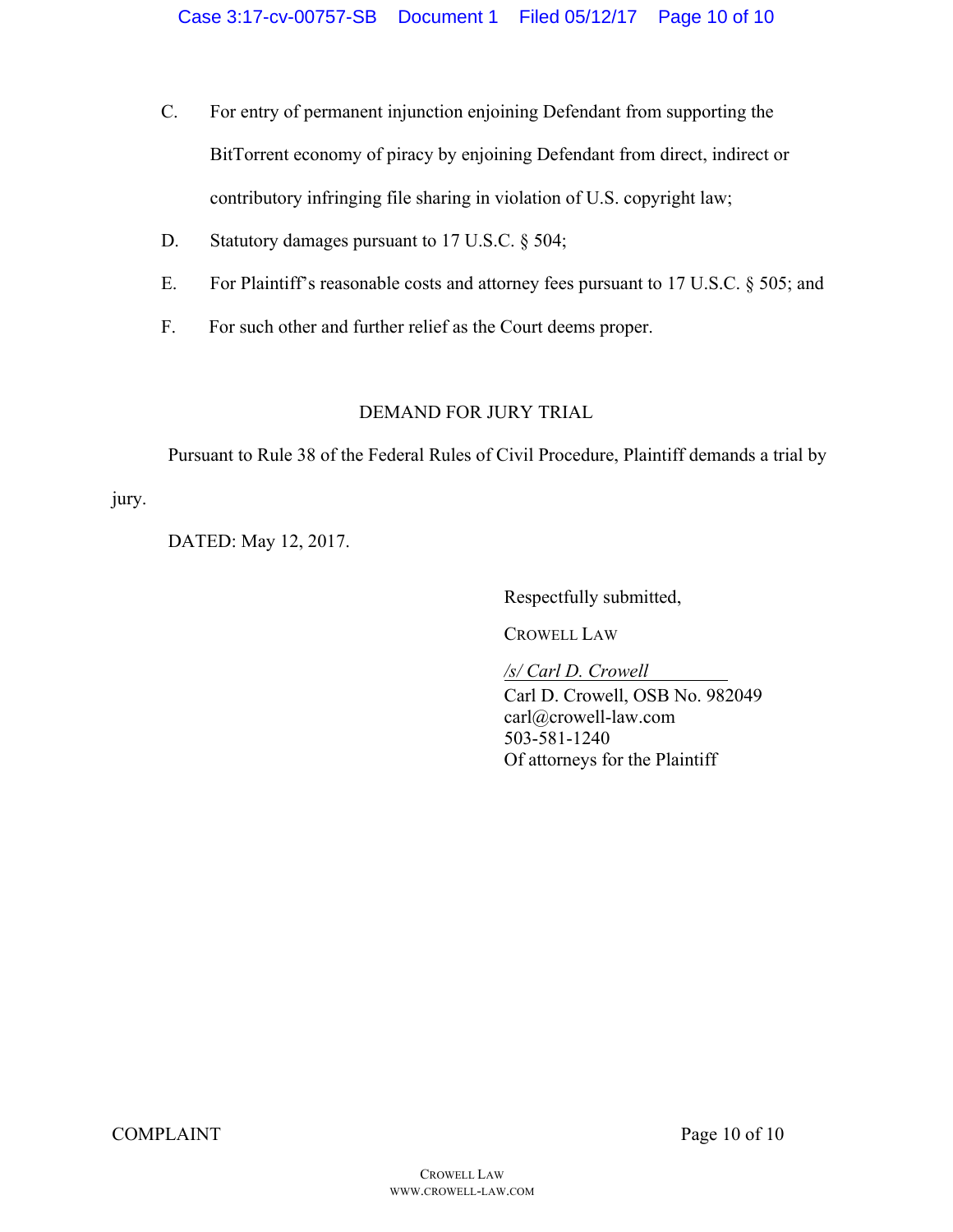C. For entry of permanent injunction enjoining Defendant from supporting the BitTorrent economy of piracy by enjoining Defendant from direct, indirect or contributory infringing file sharing in violation of U.S. copyright law;

D. Statutory damages pursuant to 17 U.S.C. § 504;

E. For Plaintiff's reasonable costs and attorney fees pursuant to 17 U.S.C. § 505; and

F. For such other and further relief as the Court deems proper.

DEMAND FOR JURY TRIAL

Pursuant to Rule 38 of the Federal Rules of Civil Procedure, Plaintiff demands a trial by jury.

DATED: May 12, 2017.

Respectfully submitted,

CROWELL LAW

*/s/ Carl D. Crowell*
Carl D. Crowell, OSB No. 982049
carl@crowell-law.com
503-581-1240
Of attorneys for the Plaintiff